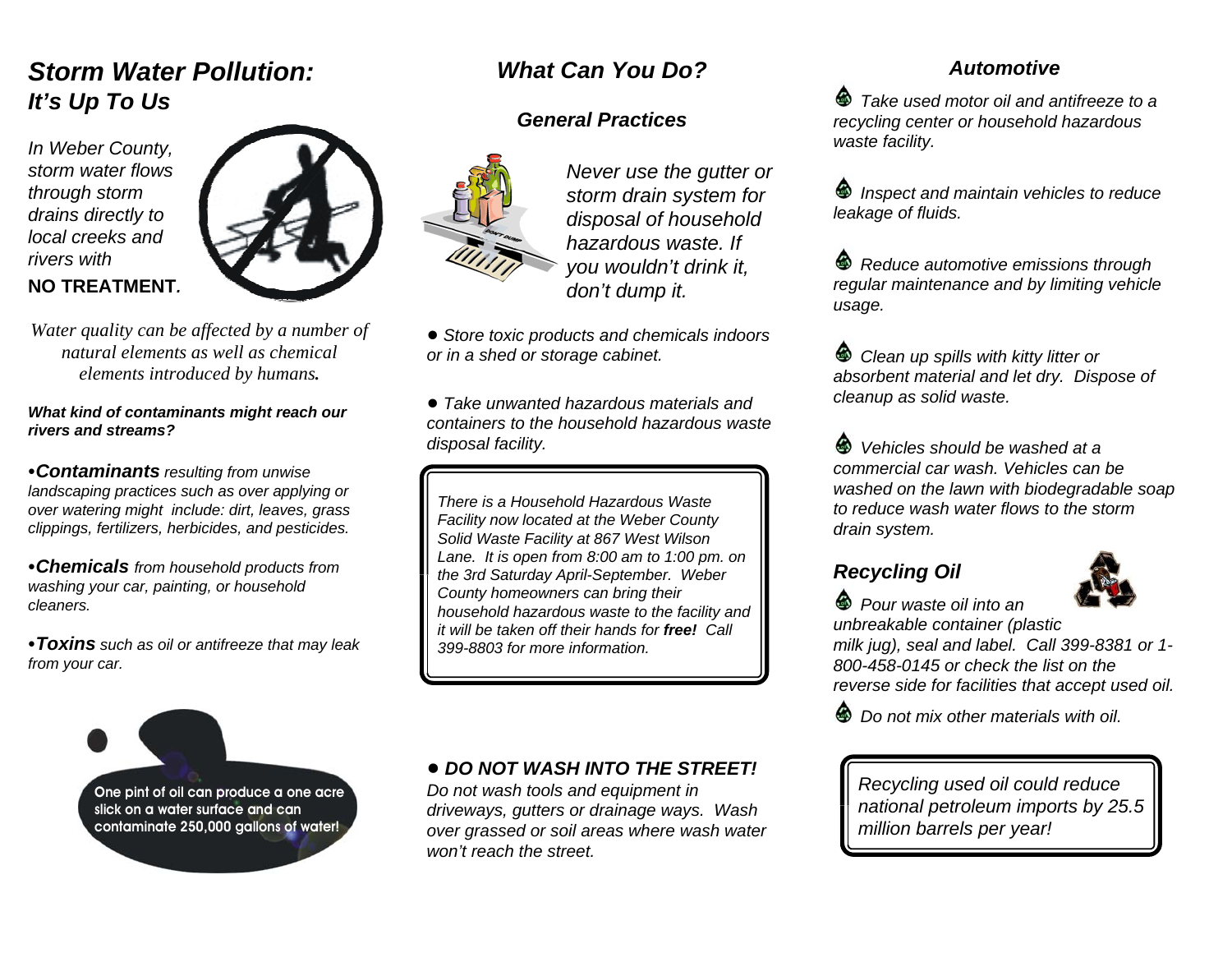# *Storm Water Pollution: It's Up To Us*

*In Weber County, storm water flows through storm drains directly to local creeks and rivers with*
**NO TREATMENT.**

*Water quality can be affected by a number of natural elements as well as chemical elements introduced by humans.*

***What kind of contaminants might reach our rivers and streams?***

- ***Contaminants*** *resulting from unwise landscaping practices such as over applying or over watering might include: dirt, leaves, grass clippings, fertilizers, herbicides, and pesticides.*

- ***Chemicals*** *from household products from washing your car, painting, or household cleaners.*

- ***Toxins*** *such as oil or antifreeze that may leak from your car.*

One pint of oil can produce a one acre slick on a water surface and can contaminate 250,000 gallons of water!

## *What Can You Do?*

### *General Practices*

*Never use the gutter or storm drain system for disposal of household hazardous waste. If you wouldn't drink it, don't dump it.*

- *Store toxic products and chemicals indoors or in a shed or storage cabinet.*

- *Take unwanted hazardous materials and containers to the household hazardous waste disposal facility.*

*There is a Household Hazardous Waste Facility now located at the Weber County Solid Waste Facility at 867 West Wilson Lane. It is open from 8:00 am to 1:00 pm. on the 3rd Saturday April-September. Weber County homeowners can bring their household hazardous waste to the facility and it will be taken off their hands for* ***free!*** *Call 399-8803 for more information.*

- ***DO NOT WASH INTO THE STREET!***
*Do not wash tools and equipment in driveways, gutters or drainage ways. Wash over grassed or soil areas where wash water won't reach the street.*

### *Automotive*

- *Take used motor oil and antifreeze to a recycling center or household hazardous waste facility.*

- *Inspect and maintain vehicles to reduce leakage of fluids.*

- *Reduce automotive emissions through regular maintenance and by limiting vehicle usage.*

- *Clean up spills with kitty litter or absorbent material and let dry. Dispose of cleanup as solid waste.*

- *Vehicles should be washed at a commercial car wash. Vehicles can be washed on the lawn with biodegradable soap to reduce wash water flows to the storm drain system.*

### *Recycling Oil*

- *Pour waste oil into an unbreakable container (plastic milk jug), seal and label. Call 399-8381 or 1-800-458-0145 or check the list on the reverse side for facilities that accept used oil.*

- *Do not mix other materials with oil.*

*Recycling used oil could reduce national petroleum imports by 25.5 million barrels per year!*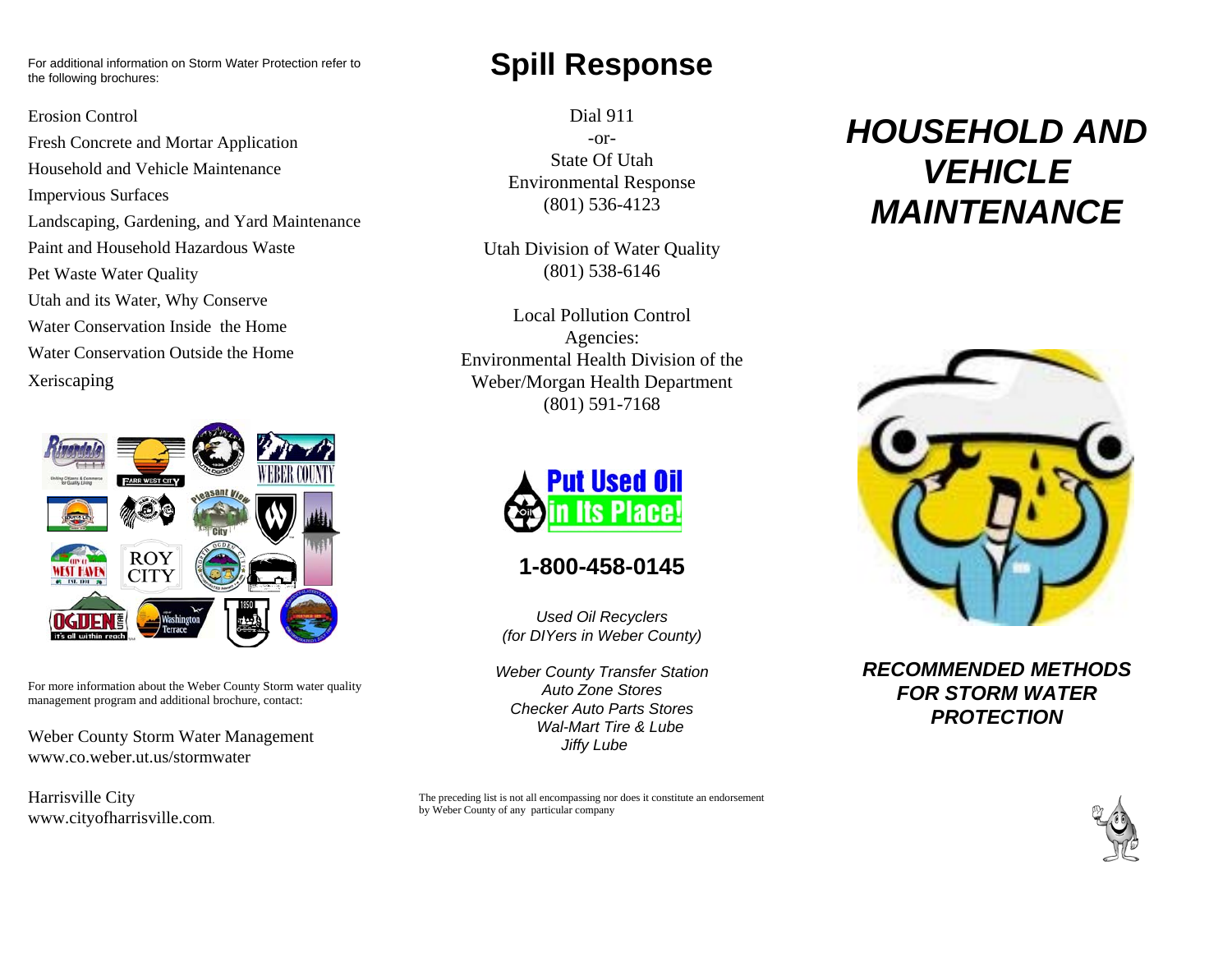For additional information on Storm Water Protection refer to the following brochures:

Erosion Control

Fresh Concrete and Mortar Application

Household and Vehicle Maintenance

Impervious Surfaces

Landscaping, Gardening, and Yard Maintenance

Paint and Household Hazardous Waste

Pet Waste Water Quality

Utah and its Water, Why Conserve

Water Conservation Inside the Home

Water Conservation Outside the Home

Xeriscaping

For more information about the Weber County Storm water quality management program and additional brochure, contact:

Weber County Storm Water Management
www.co.weber.ut.us/stormwater

Harrisville City
www.cityofharrisville.com.

# Spill Response

Dial 911
-or-
State Of Utah
Environmental Response
(801) 536-4123

Utah Division of Water Quality
(801) 538-6146

Local Pollution Control
Agencies:
Environmental Health Division of the
Weber/Morgan Health Department
(801) 591-7168

Put Used Oil in Its Place!

**1-800-458-0145**

*Used Oil Recyclers*
*(for DIYers in Weber County)*

*Weber County Transfer Station*
*Auto Zone Stores*
*Checker Auto Parts Stores*
*Wal-Mart Tire & Lube*
*Jiffy Lube*

The preceding list is not all encompassing nor does it constitute an endorsement by Weber County of any particular company

# *HOUSEHOLD AND VEHICLE MAINTENANCE*

***RECOMMENDED METHODS FOR STORM WATER PROTECTION***